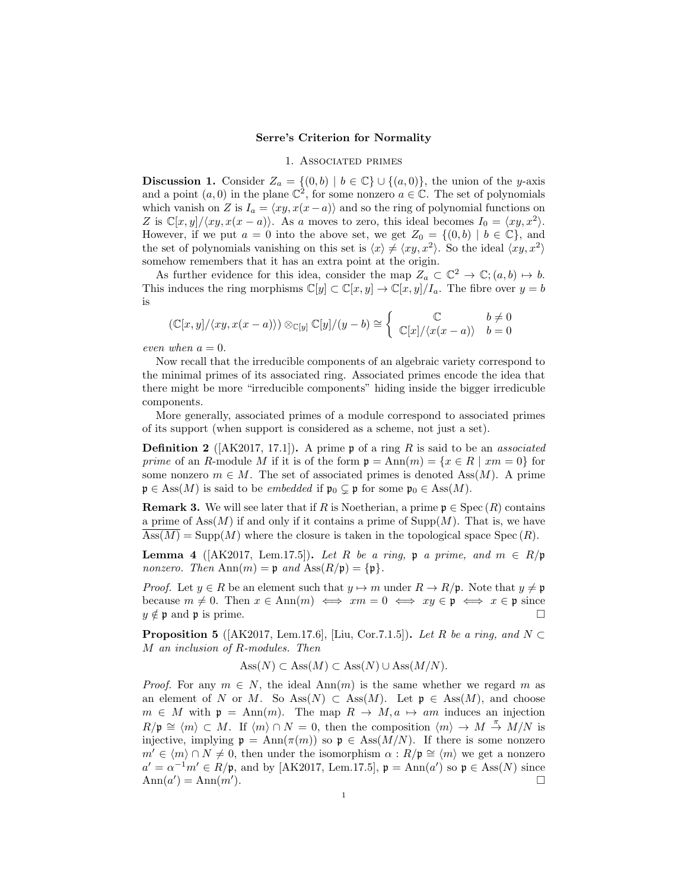# Serre's Criterion for Normality

## 1. Associated primes

**Discussion 1.** Consider $Z_a = \{(0,b) \mid b \in \mathbb{C}\} \cup \{(a,0)\}$, the union of the $y$-axis and a point $(a,0)$ in the plane $\mathbb{C}^2$, for some nonzero $a \in \mathbb{C}$. The set of polynomials which vanish on $Z$ is $I_a = \langle xy, x(x-a)\rangle$ and so the ring of polynomial functions on $Z$ is $\mathbb{C}[x,y]/\langle xy, x(x-a)\rangle$. As $a$ moves to zero, this ideal becomes $I_0 = \langle xy, x^2\rangle$. However, if we put $a = 0$ into the above set, we get $Z_0 = \{(0,b) \mid b \in \mathbb{C}\}$, and the set of polynomials vanishing on this set is $\langle x\rangle \neq \langle xy, x^2\rangle$. So the ideal $\langle xy, x^2\rangle$ somehow remembers that it has an extra point at the origin.

As further evidence for this idea, consider the map $Z_a \subset \mathbb{C}^2 \to \mathbb{C}; (a,b) \mapsto b$. This induces the ring morphisms $\mathbb{C}[y] \subset \mathbb{C}[x,y] \to \mathbb{C}[x,y]/I_a$. The fibre over $y = b$ is

$$(\mathbb{C}[x,y]/\langle xy, x(x-a)\rangle) \otimes_{\mathbb{C}[y]} \mathbb{C}[y]/(y-b) \cong \begin{cases} \mathbb{C} & b \neq 0 \\ \mathbb{C}[x]/\langle x(x-a)\rangle & b = 0 \end{cases}$$

*even when* $a = 0$.

Now recall that the irreducible components of an algebraic variety correspond to the minimal primes of its associated ring. Associated primes encode the idea that there might be more "irreducible components" hiding inside the bigger irredicuble components.

More generally, associated primes of a module correspond to associated primes of its support (when support is considered as a scheme, not just a set).

**Definition 2** ([AK2017, 17.1])**.** A prime $\mathfrak{p}$ of a ring $R$ is said to be an *associated prime* of an $R$-module $M$ if it is of the form $\mathfrak{p} = \mathrm{Ann}(m) = \{x \in R \mid xm = 0\}$ for some nonzero $m \in M$. The set of associated primes is denoted $\mathrm{Ass}(M)$. A prime $\mathfrak{p} \in \mathrm{Ass}(M)$ is said to be *embedded* if $\mathfrak{p}_0 \subsetneq \mathfrak{p}$ for some $\mathfrak{p}_0 \in \mathrm{Ass}(M)$.

**Remark 3.** We will see later that if $R$ is Noetherian, a prime $\mathfrak{p} \in \mathrm{Spec}\,(R)$ contains a prime of $\mathrm{Ass}(M)$ if and only if it contains a prime of $\mathrm{Supp}(M)$. That is, we have $\overline{\mathrm{Ass}(M)} = \mathrm{Supp}(M)$ where the closure is taken in the topological space $\mathrm{Spec}\,(R)$.

**Lemma 4** ([AK2017, Lem.17.5])**.** *Let $R$ be a ring, $\mathfrak{p}$ a prime, and $m \in R/\mathfrak{p}$ nonzero. Then $\mathrm{Ann}(m) = \mathfrak{p}$ and $\mathrm{Ass}(R/\mathfrak{p}) = \{\mathfrak{p}\}$.*

*Proof.* Let $y \in R$ be an element such that $y \mapsto m$ under $R \to R/\mathfrak{p}$. Note that $y \neq \mathfrak{p}$ because $m \neq 0$. Then $x \in \mathrm{Ann}(m) \iff xm = 0 \iff xy \in \mathfrak{p} \iff x \in \mathfrak{p}$ since $y \notin \mathfrak{p}$ and $\mathfrak{p}$ is prime. $\square$

**Proposition 5** ([AK2017, Lem.17.6], [Liu, Cor.7.1.5])**.** *Let $R$ be a ring, and $N \subset M$ an inclusion of $R$-modules. Then*

$$\mathrm{Ass}(N) \subset \mathrm{Ass}(M) \subset \mathrm{Ass}(N) \cup \mathrm{Ass}(M/N).$$

*Proof.* For any $m \in N$, the ideal $\mathrm{Ann}(m)$ is the same whether we regard $m$ as an element of $N$ or $M$. So $\mathrm{Ass}(N) \subset \mathrm{Ass}(M)$. Let $\mathfrak{p} \in \mathrm{Ass}(M)$, and choose $m \in M$ with $\mathfrak{p} = \mathrm{Ann}(m)$. The map $R \to M, a \mapsto am$ induces an injection $R/\mathfrak{p} \cong \langle m\rangle \subset M$. If $\langle m\rangle \cap N = 0$, then the composition $\langle m\rangle \to M \xrightarrow{\pi} M/N$ is injective, implying $\mathfrak{p} = \mathrm{Ann}(\pi(m))$ so $\mathfrak{p} \in \mathrm{Ass}(M/N)$. If there is some nonzero $m' \in \langle m\rangle \cap N \neq 0$, then under the isomorphism $\alpha : R/\mathfrak{p} \cong \langle m\rangle$ we get a nonzero $a' = \alpha^{-1}m' \in R/\mathfrak{p}$, and by [AK2017, Lem.17.5], $\mathfrak{p} = \mathrm{Ann}(a')$ so $\mathfrak{p} \in \mathrm{Ass}(N)$ since $\mathrm{Ann}(a') = \mathrm{Ann}(m')$. $\square$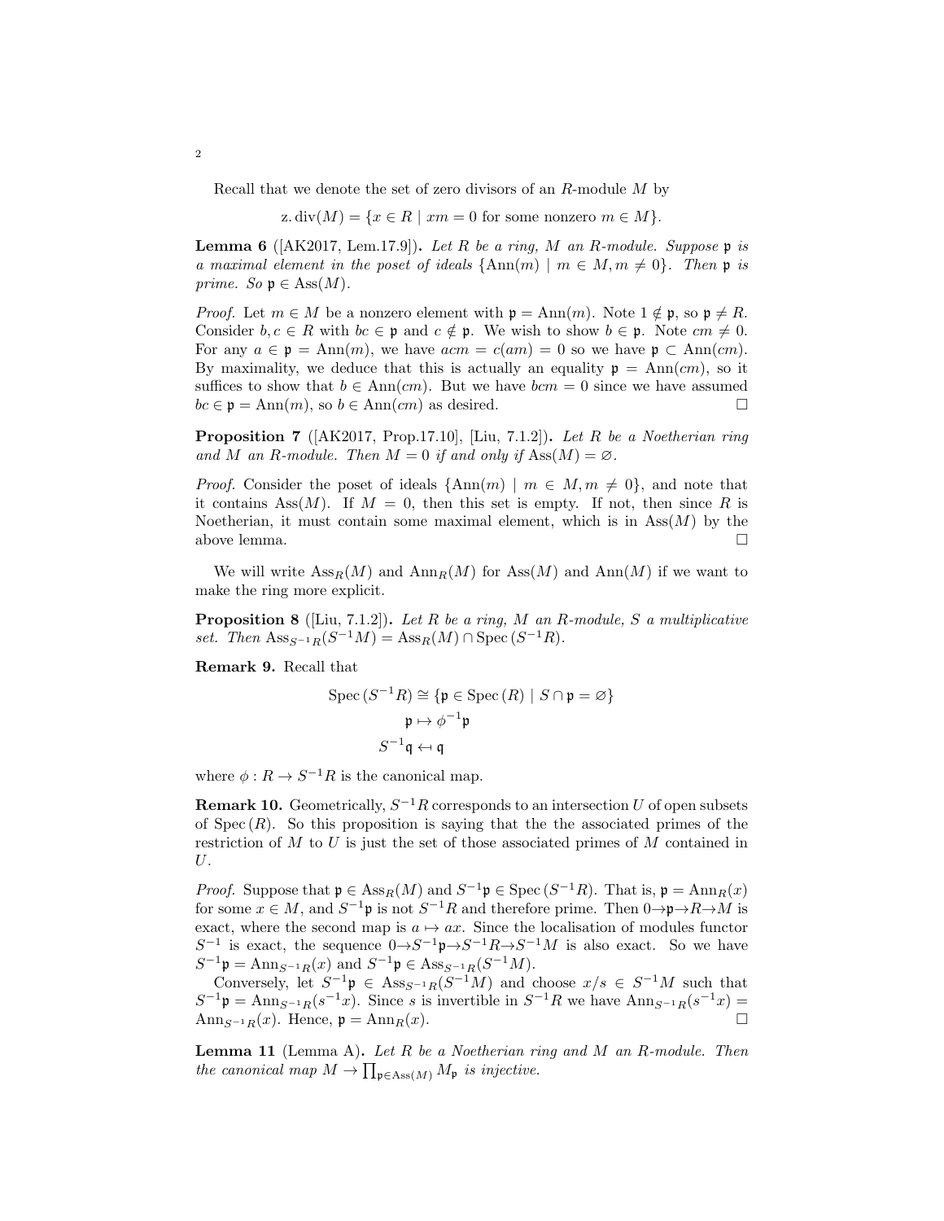Recall that we denote the set of zero divisors of an $R$-module $M$ by

$$\mathrm{z.div}(M) = \{x \in R \mid xm = 0 \text{ for some nonzero } m \in M\}.$$

**Lemma 6** ([AK2017, Lem.17.9]). *Let $R$ be a ring, $M$ an $R$-module. Suppose $\mathfrak{p}$ is a maximal element in the poset of ideals $\{\mathrm{Ann}(m) \mid m \in M, m \neq 0\}$. Then $\mathfrak{p}$ is prime. So $\mathfrak{p} \in \mathrm{Ass}(M)$.*

*Proof.* Let $m \in M$ be a nonzero element with $\mathfrak{p} = \mathrm{Ann}(m)$. Note $1 \notin \mathfrak{p}$, so $\mathfrak{p} \neq R$. Consider $b, c \in R$ with $bc \in \mathfrak{p}$ and $c \notin \mathfrak{p}$. We wish to show $b \in \mathfrak{p}$. Note $cm \neq 0$. For any $a \in \mathfrak{p} = \mathrm{Ann}(m)$, we have $acm = c(am) = 0$ so we have $\mathfrak{p} \subset \mathrm{Ann}(cm)$. By maximality, we deduce that this is actually an equality $\mathfrak{p} = \mathrm{Ann}(cm)$, so it suffices to show that $b \in \mathrm{Ann}(cm)$. But we have $bcm = 0$ since we have assumed $bc \in \mathfrak{p} = \mathrm{Ann}(m)$, so $b \in \mathrm{Ann}(cm)$ as desired. $\square$

**Proposition 7** ([AK2017, Prop.17.10], [Liu, 7.1.2]). *Let $R$ be a Noetherian ring and $M$ an $R$-module. Then $M = 0$ if and only if $\mathrm{Ass}(M) = \varnothing$.*

*Proof.* Consider the poset of ideals $\{\mathrm{Ann}(m) \mid m \in M, m \neq 0\}$, and note that it contains $\mathrm{Ass}(M)$. If $M = 0$, then this set is empty. If not, then since $R$ is Noetherian, it must contain some maximal element, which is in $\mathrm{Ass}(M)$ by the above lemma. $\square$

We will write $\mathrm{Ass}_R(M)$ and $\mathrm{Ann}_R(M)$ for $\mathrm{Ass}(M)$ and $\mathrm{Ann}(M)$ if we want to make the ring more explicit.

**Proposition 8** ([Liu, 7.1.2]). *Let $R$ be a ring, $M$ an $R$-module, $S$ a multiplicative set. Then $\mathrm{Ass}_{S^{-1}R}(S^{-1}M) = \mathrm{Ass}_R(M) \cap \mathrm{Spec}\,(S^{-1}R)$.*

**Remark 9.** Recall that

$$\mathrm{Spec}\,(S^{-1}R) \cong \{\mathfrak{p} \in \mathrm{Spec}\,(R) \mid S \cap \mathfrak{p} = \varnothing\}$$
$$\mathfrak{p} \mapsto \phi^{-1}\mathfrak{p}$$
$$S^{-1}\mathfrak{q} \leftarrow \mathfrak{q}$$

where $\phi : R \to S^{-1}R$ is the canonical map.

**Remark 10.** Geometrically, $S^{-1}R$ corresponds to an intersection $U$ of open subsets of $\mathrm{Spec}\,(R)$. So this proposition is saying that the the associated primes of the restriction of $M$ to $U$ is just the set of those associated primes of $M$ contained in $U$.

*Proof.* Suppose that $\mathfrak{p} \in \mathrm{Ass}_R(M)$ and $S^{-1}\mathfrak{p} \in \mathrm{Spec}\,(S^{-1}R)$. That is, $\mathfrak{p} = \mathrm{Ann}_R(x)$ for some $x \in M$, and $S^{-1}\mathfrak{p}$ is not $S^{-1}R$ and therefore prime. Then $0 \to \mathfrak{p} \to R \to M$ is exact, where the second map is $a \mapsto ax$. Since the localisation of modules functor $S^{-1}$ is exact, the sequence $0 \to S^{-1}\mathfrak{p} \to S^{-1}R \to S^{-1}M$ is also exact. So we have $S^{-1}\mathfrak{p} = \mathrm{Ann}_{S^{-1}R}(x)$ and $S^{-1}\mathfrak{p} \in \mathrm{Ass}_{S^{-1}R}(S^{-1}M)$.

Conversely, let $S^{-1}\mathfrak{p} \in \mathrm{Ass}_{S^{-1}R}(S^{-1}M)$ and choose $x/s \in S^{-1}M$ such that $S^{-1}\mathfrak{p} = \mathrm{Ann}_{S^{-1}R}(s^{-1}x)$. Since $s$ is invertible in $S^{-1}R$ we have $\mathrm{Ann}_{S^{-1}R}(s^{-1}x) = \mathrm{Ann}_{S^{-1}R}(x)$. Hence, $\mathfrak{p} = \mathrm{Ann}_R(x)$. $\square$

**Lemma 11** (Lemma A). *Let $R$ be a Noetherian ring and $M$ an $R$-module. Then the canonical map $M \to \prod_{\mathfrak{p} \in \mathrm{Ass}(M)} M_{\mathfrak{p}}$ is injective.*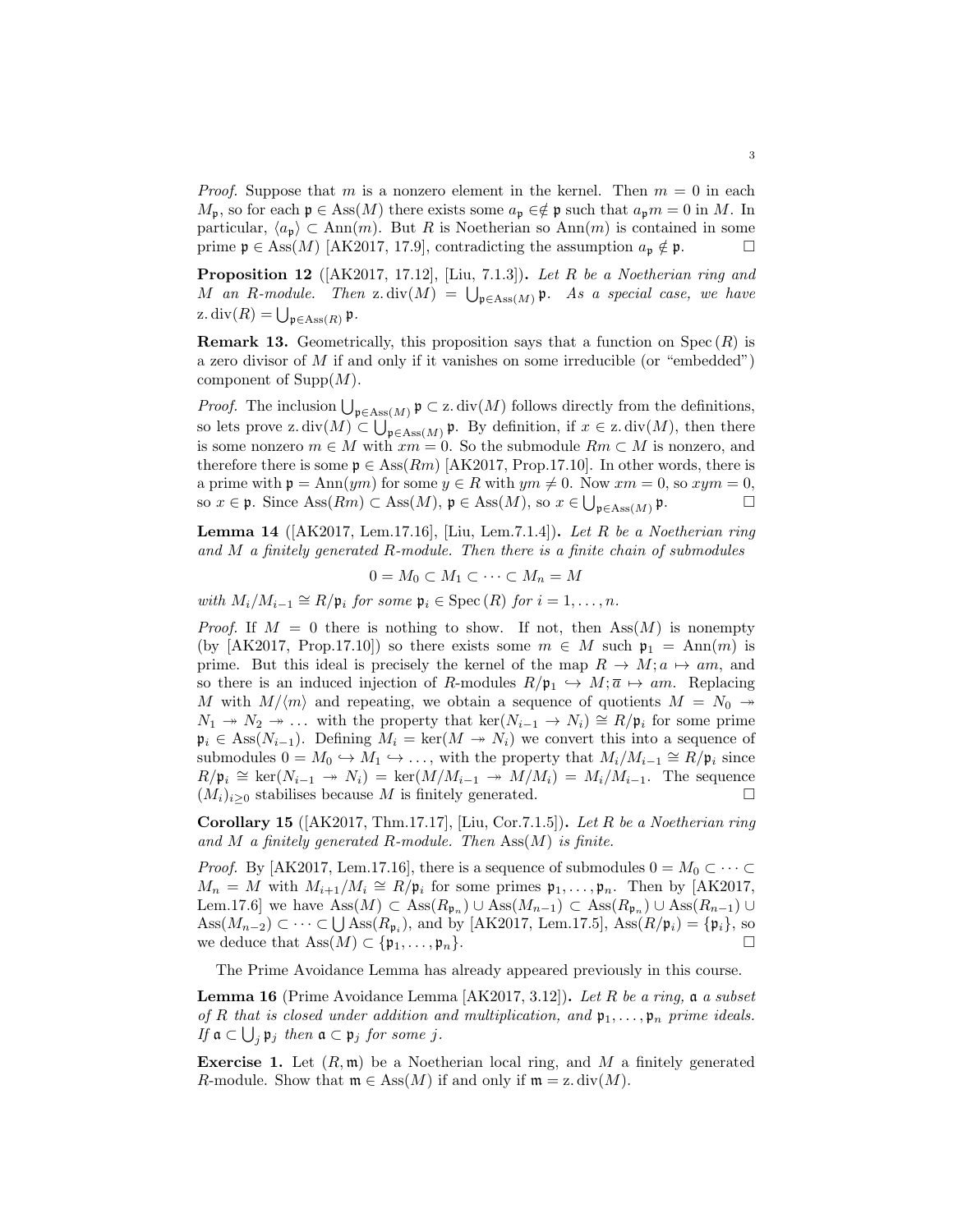*Proof.* Suppose that $m$ is a nonzero element in the kernel. Then $m = 0$ in each $M_\mathfrak{p}$, so for each $\mathfrak{p} \in \mathrm{Ass}(M)$ there exists some $a_\mathfrak{p} \in\notin \mathfrak{p}$ such that $a_\mathfrak{p} m = 0$ in $M$. In particular, $\langle a_\mathfrak{p} \rangle \subset \mathrm{Ann}(m)$. But $R$ is Noetherian so $\mathrm{Ann}(m)$ is contained in some prime $\mathfrak{p} \in \mathrm{Ass}(M)$ [AK2017, 17.9], contradicting the assumption $a_\mathfrak{p} \notin \mathfrak{p}$. □

**Proposition 12** ([AK2017, 17.12], [Liu, 7.1.3])**.** *Let $R$ be a Noetherian ring and $M$ an $R$-module. Then $\mathrm{z.div}(M) = \bigcup_{\mathfrak{p} \in \mathrm{Ass}(M)} \mathfrak{p}$. As a special case, we have $\mathrm{z.div}(R) = \bigcup_{\mathfrak{p} \in \mathrm{Ass}(R)} \mathfrak{p}$.*

**Remark 13.** Geometrically, this proposition says that a function on $\mathrm{Spec}\,(R)$ is a zero divisor of $M$ if and only if it vanishes on some irreducible (or "embedded") component of $\mathrm{Supp}(M)$.

*Proof.* The inclusion $\bigcup_{\mathfrak{p} \in \mathrm{Ass}(M)} \mathfrak{p} \subset \mathrm{z.div}(M)$ follows directly from the definitions, so lets prove $\mathrm{z.div}(M) \subset \bigcup_{\mathfrak{p} \in \mathrm{Ass}(M)} \mathfrak{p}$. By definition, if $x \in \mathrm{z.div}(M)$, then there is some nonzero $m \in M$ with $xm = 0$. So the submodule $Rm \subset M$ is nonzero, and therefore there is some $\mathfrak{p} \in \mathrm{Ass}(Rm)$ [AK2017, Prop.17.10]. In other words, there is a prime with $\mathfrak{p} = \mathrm{Ann}(ym)$ for some $y \in R$ with $ym \neq 0$. Now $xm = 0$, so $xym = 0$, so $x \in \mathfrak{p}$. Since $\mathrm{Ass}(Rm) \subset \mathrm{Ass}(M)$, $\mathfrak{p} \in \mathrm{Ass}(M)$, so $x \in \bigcup_{\mathfrak{p} \in \mathrm{Ass}(M)} \mathfrak{p}$. □

**Lemma 14** ([AK2017, Lem.17.16], [Liu, Lem.7.1.4])**.** *Let $R$ be a Noetherian ring and $M$ a finitely generated $R$-module. Then there is a finite chain of submodules*

$$0 = M_0 \subset M_1 \subset \cdots \subset M_n = M$$

*with $M_i / M_{i-1} \cong R/\mathfrak{p}_i$ for some $\mathfrak{p}_i \in \mathrm{Spec}\,(R)$ for $i = 1, \ldots, n$.*

*Proof.* If $M = 0$ there is nothing to show. If not, then $\mathrm{Ass}(M)$ is nonempty (by [AK2017, Prop.17.10]) so there exists some $m \in M$ such $\mathfrak{p}_1 = \mathrm{Ann}(m)$ is prime. But this ideal is precisely the kernel of the map $R \to M; a \mapsto am$, and so there is an induced injection of $R$-modules $R/\mathfrak{p}_1 \hookrightarrow M; \overline{a} \mapsto am$. Replacing $M$ with $M/\langle m \rangle$ and repeating, we obtain a sequence of quotients $M = N_0 \twoheadrightarrow N_1 \twoheadrightarrow N_2 \twoheadrightarrow \ldots$ with the property that $\ker(N_{i-1} \to N_i) \cong R/\mathfrak{p}_i$ for some prime $\mathfrak{p}_i \in \mathrm{Ass}(N_{i-1})$. Defining $M_i = \ker(M \twoheadrightarrow N_i)$ we convert this into a sequence of submodules $0 = M_0 \hookrightarrow M_1 \hookrightarrow \ldots$, with the property that $M_i/M_{i-1} \cong R/\mathfrak{p}_i$ since $R/\mathfrak{p}_i \cong \ker(N_{i-1} \twoheadrightarrow N_i) = \ker(M/M_{i-1} \twoheadrightarrow M/M_i) = M_i/M_{i-1}$. The sequence $(M_i)_{i \geq 0}$ stabilises because $M$ is finitely generated. □

**Corollary 15** ([AK2017, Thm.17.17], [Liu, Cor.7.1.5])**.** *Let $R$ be a Noetherian ring and $M$ a finitely generated $R$-module. Then $\mathrm{Ass}(M)$ is finite.*

*Proof.* By [AK2017, Lem.17.16], there is a sequence of submodules $0 = M_0 \subset \cdots \subset M_n = M$ with $M_{i+1}/M_i \cong R/\mathfrak{p}_i$ for some primes $\mathfrak{p}_1, \ldots, \mathfrak{p}_n$. Then by [AK2017, Lem.17.6] we have $\mathrm{Ass}(M) \subset \mathrm{Ass}(R_{\mathfrak{p}_n}) \cup \mathrm{Ass}(M_{n-1}) \subset \mathrm{Ass}(R_{\mathfrak{p}_n}) \cup \mathrm{Ass}(R_{n-1}) \cup \mathrm{Ass}(M_{n-2}) \subset \cdots \subset \bigcup \mathrm{Ass}(R_{\mathfrak{p}_i})$, and by [AK2017, Lem.17.5], $\mathrm{Ass}(R/\mathfrak{p}_i) = \{\mathfrak{p}_i\}$, so we deduce that $\mathrm{Ass}(M) \subset \{\mathfrak{p}_1, \ldots, \mathfrak{p}_n\}$. □

The Prime Avoidance Lemma has already appeared previously in this course.

**Lemma 16** (Prime Avoidance Lemma [AK2017, 3.12])**.** *Let $R$ be a ring, $\mathfrak{a}$ a subset of $R$ that is closed under addition and multiplication, and $\mathfrak{p}_1, \ldots, \mathfrak{p}_n$ prime ideals. If $\mathfrak{a} \subset \bigcup_j \mathfrak{p}_j$ then $\mathfrak{a} \subset \mathfrak{p}_j$ for some $j$.*

**Exercise 1.** Let $(R, \mathfrak{m})$ be a Noetherian local ring, and $M$ a finitely generated $R$-module. Show that $\mathfrak{m} \in \mathrm{Ass}(M)$ if and only if $\mathfrak{m} = \mathrm{z.div}(M)$.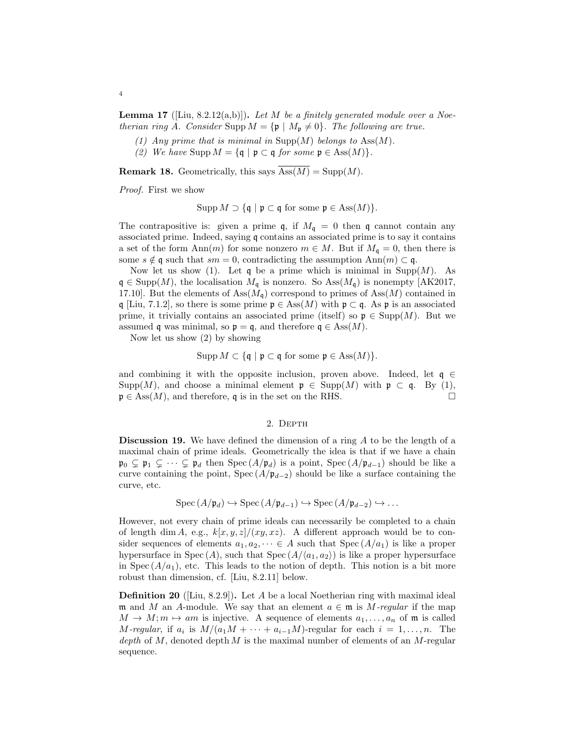**Lemma 17** ([Liu, 8.2.12(a,b)])**.** *Let $M$ be a finitely generated module over a Noetherian ring $A$. Consider $\operatorname{Supp} M = \{\mathfrak{p} \mid M_\mathfrak{p} \neq 0\}$. The following are true.*

*(1) Any prime that is minimal in $\operatorname{Supp}(M)$ belongs to $\operatorname{Ass}(M)$.*

*(2) We have $\operatorname{Supp} M = \{\mathfrak{q} \mid \mathfrak{p} \subset \mathfrak{q}$ for some $\mathfrak{p} \in \operatorname{Ass}(M)\}$.*

**Remark 18.** Geometrically, this says $\overline{\operatorname{Ass}(M)} = \operatorname{Supp}(M)$.

*Proof.* First we show

$$\operatorname{Supp} M \supset \{\mathfrak{q} \mid \mathfrak{p} \subset \mathfrak{q} \text{ for some } \mathfrak{p} \in \operatorname{Ass}(M)\}.$$

The contrapositive is: given a prime $\mathfrak{q}$, if $M_\mathfrak{q} = 0$ then $\mathfrak{q}$ cannot contain any associated prime. Indeed, saying $\mathfrak{q}$ contains an associated prime is to say it contains a set of the form $\operatorname{Ann}(m)$ for some nonzero $m \in M$. But if $M_\mathfrak{q} = 0$, then there is some $s \notin \mathfrak{q}$ such that $sm = 0$, contradicting the assumption $\operatorname{Ann}(m) \subset \mathfrak{q}$.

Now let us show (1). Let $\mathfrak{q}$ be a prime which is minimal in $\operatorname{Supp}(M)$. As $\mathfrak{q} \in \operatorname{Supp}(M)$, the localisation $M_\mathfrak{q}$ is nonzero. So $\operatorname{Ass}(M_\mathfrak{q})$ is nonempty [AK2017, 17.10]. But the elements of $\operatorname{Ass}(M_\mathfrak{q})$ correspond to primes of $\operatorname{Ass}(M)$ contained in $\mathfrak{q}$ [Liu, 7.1.2], so there is some prime $\mathfrak{p} \in \operatorname{Ass}(M)$ with $\mathfrak{p} \subset \mathfrak{q}$. As $\mathfrak{p}$ is an associated prime, it trivially contains an associated prime (itself) so $\mathfrak{p} \in \operatorname{Supp}(M)$. But we assumed $\mathfrak{q}$ was minimal, so $\mathfrak{p} = \mathfrak{q}$, and therefore $\mathfrak{q} \in \operatorname{Ass}(M)$.

Now let us show (2) by showing

$$\operatorname{Supp} M \subset \{\mathfrak{q} \mid \mathfrak{p} \subset \mathfrak{q} \text{ for some } \mathfrak{p} \in \operatorname{Ass}(M)\}.$$

and combining it with the opposite inclusion, proven above. Indeed, let $\mathfrak{q} \in \operatorname{Supp}(M)$, and choose a minimal element $\mathfrak{p} \in \operatorname{Supp}(M)$ with $\mathfrak{p} \subset \mathfrak{q}$. By (1), $\mathfrak{p} \in \operatorname{Ass}(M)$, and therefore, $\mathfrak{q}$ is in the set on the RHS. $\square$

## 2. Depth

**Discussion 19.** We have defined the dimension of a ring $A$ to be the length of a maximal chain of prime ideals. Geometrically the idea is that if we have a chain $\mathfrak{p}_0 \subsetneq \mathfrak{p}_1 \subsetneq \cdots \subsetneq \mathfrak{p}_d$ then $\operatorname{Spec}(A/\mathfrak{p}_d)$ is a point, $\operatorname{Spec}(A/\mathfrak{p}_{d-1})$ should be like a curve containing the point, $\operatorname{Spec}(A/\mathfrak{p}_{d-2})$ should be like a surface containing the curve, etc.

$$\operatorname{Spec}(A/\mathfrak{p}_d) \hookrightarrow \operatorname{Spec}(A/\mathfrak{p}_{d-1}) \hookrightarrow \operatorname{Spec}(A/\mathfrak{p}_{d-2}) \hookrightarrow \dots$$

However, not every chain of prime ideals can necessarily be completed to a chain of length $\dim A$, e.g., $k[x,y,z]/(xy,xz)$. A different approach would be to consider sequences of elements $a_1, a_2, \dots \in A$ such that $\operatorname{Spec}(A/a_1)$ is like a proper hypersurface in $\operatorname{Spec}(A)$, such that $\operatorname{Spec}(A/\langle a_1, a_2\rangle)$ is like a proper hypersurface in $\operatorname{Spec}(A/a_1)$, etc. This leads to the notion of depth. This notion is a bit more robust than dimension, cf. [Liu, 8.2.11] below.

**Definition 20** ([Liu, 8.2.9])**.** Let $A$ be a local Noetherian ring with maximal ideal $\mathfrak{m}$ and $M$ an $A$-module. We say that an element $a \in \mathfrak{m}$ is *$M$-regular* if the map $M \to M; m \mapsto am$ is injective. A sequence of elements $a_1, \dots, a_n$ of $\mathfrak{m}$ is called *$M$-regular*, if $a_i$ is $M/(a_1M + \dots + a_{i-1}M)$-regular for each $i = 1, \dots, n$. The *depth* of $M$, denoted $\operatorname{depth} M$ is the maximal number of elements of an $M$-regular sequence.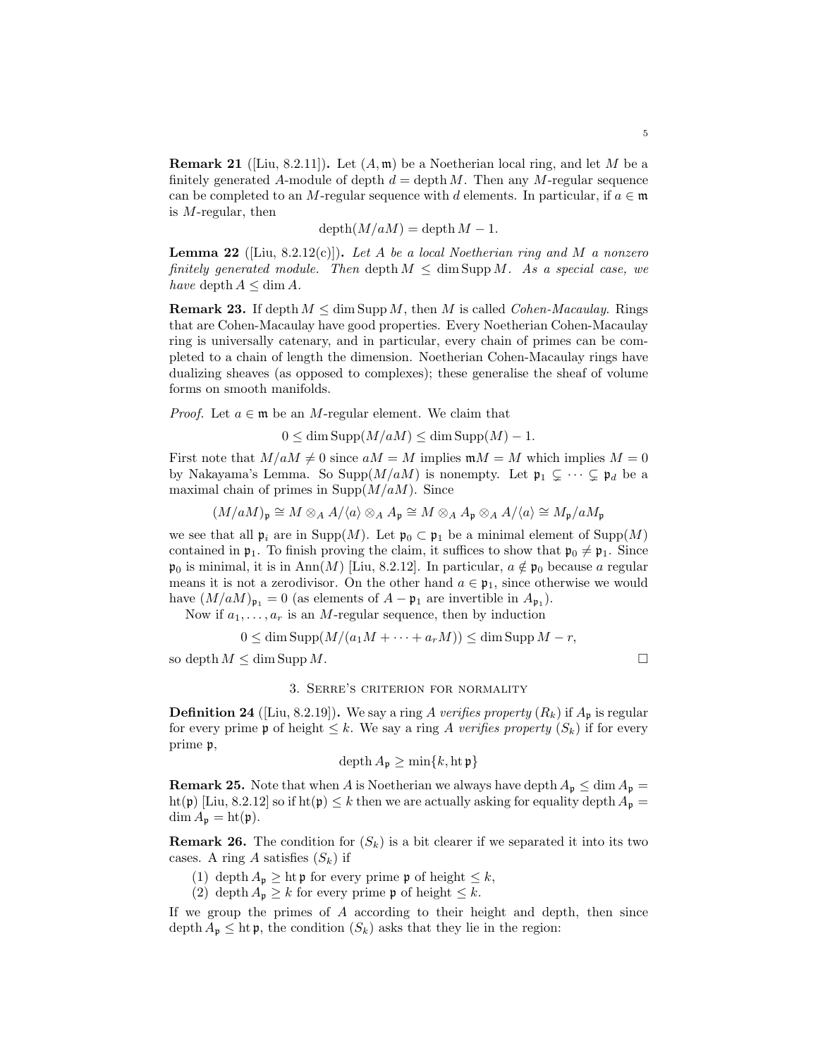**Remark 21** ([Liu, 8.2.11])**.** Let $(A, \mathfrak{m})$ be a Noetherian local ring, and let $M$ be a finitely generated $A$-module of depth $d = \operatorname{depth} M$. Then any $M$-regular sequence can be completed to an $M$-regular sequence with $d$ elements. In particular, if $a \in \mathfrak{m}$ is $M$-regular, then

$$\operatorname{depth}(M/aM) = \operatorname{depth} M - 1.$$

**Lemma 22** ([Liu, 8.2.12(c)])**.** *Let $A$ be a local Noetherian ring and $M$ a nonzero finitely generated module. Then $\operatorname{depth} M \leq \dim \operatorname{Supp} M$. As a special case, we have $\operatorname{depth} A \leq \dim A$.*

**Remark 23.** If $\operatorname{depth} M \leq \dim \operatorname{Supp} M$, then $M$ is called *Cohen-Macaulay*. Rings that are Cohen-Macaulay have good properties. Every Noetherian Cohen-Macaulay ring is universally catenary, and in particular, every chain of primes can be completed to a chain of length the dimension. Noetherian Cohen-Macaulay rings have dualizing sheaves (as opposed to complexes); these generalise the sheaf of volume forms on smooth manifolds.

*Proof.* Let $a \in \mathfrak{m}$ be an $M$-regular element. We claim that

$$0 \leq \dim \operatorname{Supp}(M/aM) \leq \dim \operatorname{Supp}(M) - 1.$$

First note that $M/aM \neq 0$ since $aM = M$ implies $\mathfrak{m}M = M$ which implies $M = 0$ by Nakayama's Lemma. So $\operatorname{Supp}(M/aM)$ is nonempty. Let $\mathfrak{p}_1 \subsetneq \cdots \subsetneq \mathfrak{p}_d$ be a maximal chain of primes in $\operatorname{Supp}(M/aM)$. Since

$$(M/aM)_\mathfrak{p} \cong M \otimes_A A/\langle a \rangle \otimes_A A_\mathfrak{p} \cong M \otimes_A A_\mathfrak{p} \otimes_A A/\langle a \rangle \cong M_\mathfrak{p}/aM_\mathfrak{p}$$

we see that all $\mathfrak{p}_i$ are in $\operatorname{Supp}(M)$. Let $\mathfrak{p}_0 \subset \mathfrak{p}_1$ be a minimal element of $\operatorname{Supp}(M)$ contained in $\mathfrak{p}_1$. To finish proving the claim, it suffices to show that $\mathfrak{p}_0 \neq \mathfrak{p}_1$. Since $\mathfrak{p}_0$ is minimal, it is in $\operatorname{Ann}(M)$ [Liu, 8.2.12]. In particular, $a \notin \mathfrak{p}_0$ because $a$ regular means it is not a zerodivisor. On the other hand $a \in \mathfrak{p}_1$, since otherwise we would have $(M/aM)_{\mathfrak{p}_1} = 0$ (as elements of $A - \mathfrak{p}_1$ are invertible in $A_{\mathfrak{p}_1}$).

Now if $a_1, \ldots, a_r$ is an $M$-regular sequence, then by induction

$$0 \leq \dim \operatorname{Supp}(M/(a_1 M + \cdots + a_r M)) \leq \dim \operatorname{Supp} M - r,$$

so $\operatorname{depth} M \leq \dim \operatorname{Supp} M$. $\square$

## 3. Serre's criterion for normality

**Definition 24** ([Liu, 8.2.19])**.** We say a ring $A$ *verifies property* $(R_k)$ if $A_\mathfrak{p}$ is regular for every prime $\mathfrak{p}$ of height $\leq k$. We say a ring $A$ *verifies property* $(S_k)$ if for every prime $\mathfrak{p}$,

$$\operatorname{depth} A_\mathfrak{p} \geq \min\{k, \operatorname{ht} \mathfrak{p}\}$$

**Remark 25.** Note that when $A$ is Noetherian we always have $\operatorname{depth} A_\mathfrak{p} \leq \dim A_\mathfrak{p} = \operatorname{ht}(\mathfrak{p})$ [Liu, 8.2.12] so if $\operatorname{ht}(\mathfrak{p}) \leq k$ then we are actually asking for equality $\operatorname{depth} A_\mathfrak{p} = \dim A_\mathfrak{p} = \operatorname{ht}(\mathfrak{p})$.

**Remark 26.** The condition for $(S_k)$ is a bit clearer if we separated it into its two cases. A ring $A$ satisfies $(S_k)$ if

1. $\operatorname{depth} A_\mathfrak{p} \geq \operatorname{ht} \mathfrak{p}$ for every prime $\mathfrak{p}$ of height $\leq k$,
2. $\operatorname{depth} A_\mathfrak{p} \geq k$ for every prime $\mathfrak{p}$ of height $\leq k$.

If we group the primes of $A$ according to their height and depth, then since $\operatorname{depth} A_\mathfrak{p} \leq \operatorname{ht} \mathfrak{p}$, the condition $(S_k)$ asks that they lie in the region: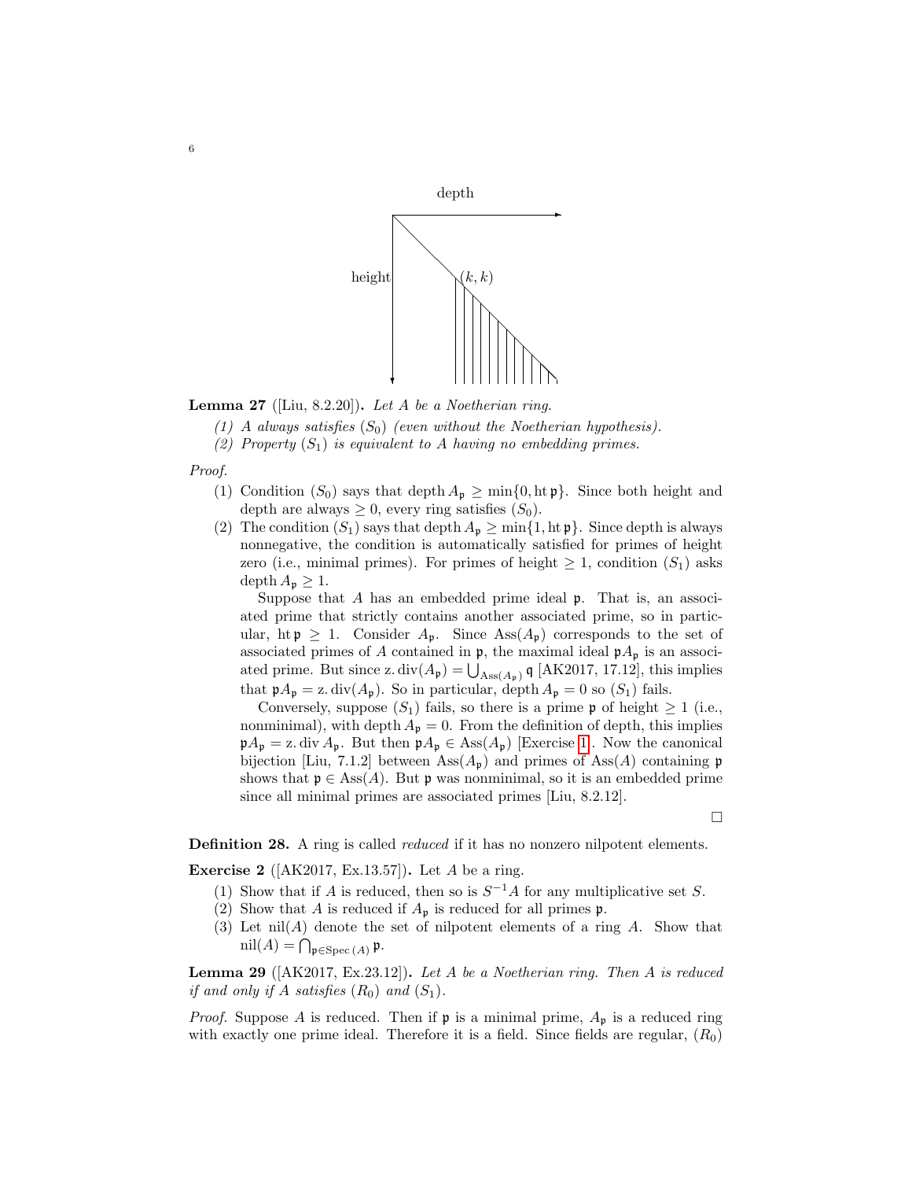Lemma 27 ([Liu, 8.2.20]). *Let $A$ be a Noetherian ring.*

*(1) $A$ always satisfies $(S_0)$ (even without the Noetherian hypothesis).*

*(2) Property $(S_1)$ is equivalent to $A$ having no embedding primes.*

*Proof.*

(1) Condition $(S_0)$ says that $\operatorname{depth} A_{\mathfrak{p}} \geq \min\{0, \operatorname{ht} \mathfrak{p}\}$. Since both height and depth are always $\geq 0$, every ring satisfies $(S_0)$.

(2) The condition $(S_1)$ says that $\operatorname{depth} A_{\mathfrak{p}} \geq \min\{1, \operatorname{ht} \mathfrak{p}\}$. Since depth is always nonnegative, the condition is automatically satisfied for primes of height zero (i.e., minimal primes). For primes of height $\geq 1$, condition $(S_1)$ asks $\operatorname{depth} A_{\mathfrak{p}} \geq 1$.

Suppose that $A$ has an embedded prime ideal $\mathfrak{p}$. That is, an associated prime that strictly contains another associated prime, so in particular, $\operatorname{ht} \mathfrak{p} \geq 1$. Consider $A_{\mathfrak{p}}$. Since $\operatorname{Ass}(A_{\mathfrak{p}})$ corresponds to the set of associated primes of $A$ contained in $\mathfrak{p}$, the maximal ideal $\mathfrak{p}A_{\mathfrak{p}}$ is an associated prime. But since $\operatorname{z.div}(A_{\mathfrak{p}}) = \bigcup_{\operatorname{Ass}(A_{\mathfrak{p}})} \mathfrak{q}$ [AK2017, 17.12], this implies that $\mathfrak{p}A_{\mathfrak{p}} = \operatorname{z.div}(A_{\mathfrak{p}})$. So in particular, $\operatorname{depth} A_{\mathfrak{p}} = 0$ so $(S_1)$ fails.

Conversely, suppose $(S_1)$ fails, so there is a prime $\mathfrak{p}$ of height $\geq 1$ (i.e., nonminimal), with $\operatorname{depth} A_{\mathfrak{p}} = 0$. From the definition of depth, this implies $\mathfrak{p}A_{\mathfrak{p}} = \operatorname{z.div} A_{\mathfrak{p}}$. But then $\mathfrak{p}A_{\mathfrak{p}} \in \operatorname{Ass}(A_{\mathfrak{p}})$ [Exercise 1]. Now the canonical bijection [Liu, 7.1.2] between $\operatorname{Ass}(A_{\mathfrak{p}})$ and primes of $\operatorname{Ass}(A)$ containing $\mathfrak{p}$ shows that $\mathfrak{p} \in \operatorname{Ass}(A)$. But $\mathfrak{p}$ was nonminimal, so it is an embedded prime since all minimal primes are associated primes [Liu, 8.2.12].

□

**Definition 28.** A ring is called *reduced* if it has no nonzero nilpotent elements.

**Exercise 2** ([AK2017, Ex.13.57])**.** Let $A$ be a ring.

(1) Show that if $A$ is reduced, then so is $S^{-1}A$ for any multiplicative set $S$.

(2) Show that $A$ is reduced if $A_{\mathfrak{p}}$ is reduced for all primes $\mathfrak{p}$.

(3) Let $\operatorname{nil}(A)$ denote the set of nilpotent elements of a ring $A$. Show that $\operatorname{nil}(A) = \bigcap_{\mathfrak{p} \in \operatorname{Spec}(A)} \mathfrak{p}$.

**Lemma 29** ([AK2017, Ex.23.12])**.** *Let $A$ be a Noetherian ring. Then $A$ is reduced if and only if $A$ satisfies $(R_0)$ and $(S_1)$.*

*Proof.* Suppose $A$ is reduced. Then if $\mathfrak{p}$ is a minimal prime, $A_{\mathfrak{p}}$ is a reduced ring with exactly one prime ideal. Therefore it is a field. Since fields are regular, $(R_0)$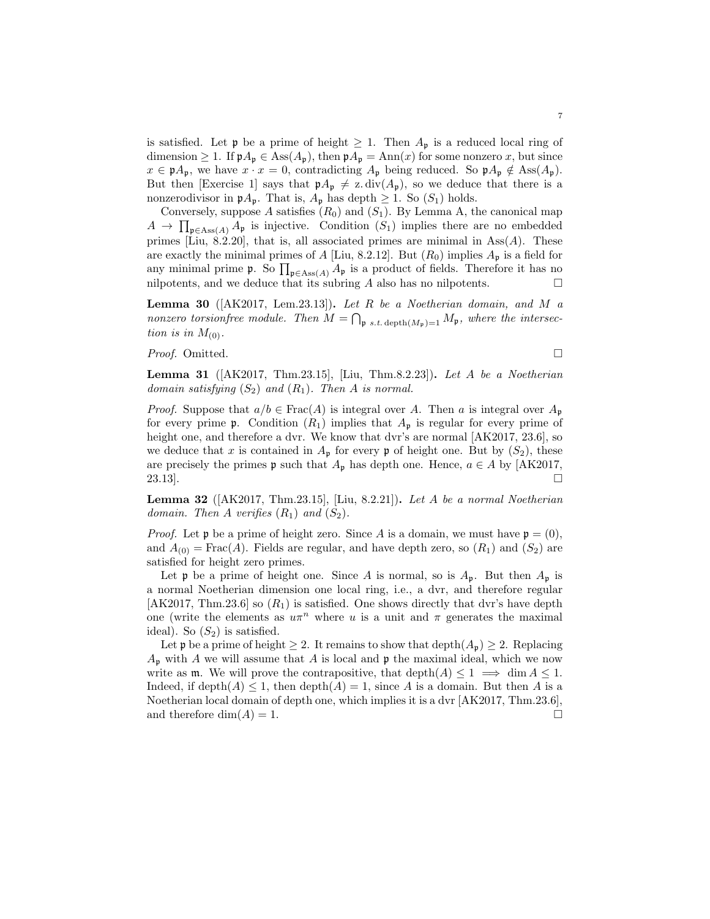is satisfied. Let $\mathfrak{p}$ be a prime of height $\geq 1$. Then $A_\mathfrak{p}$ is a reduced local ring of dimension $\geq 1$. If $\mathfrak{p}A_\mathfrak{p} \in \mathrm{Ass}(A_\mathfrak{p})$, then $\mathfrak{p}A_\mathfrak{p} = \mathrm{Ann}(x)$ for some nonzero $x$, but since $x \in \mathfrak{p}A_\mathfrak{p}$, we have $x \cdot x = 0$, contradicting $A_\mathfrak{p}$ being reduced. So $\mathfrak{p}A_\mathfrak{p} \notin \mathrm{Ass}(A_\mathfrak{p})$. But then [Exercise 1] says that $\mathfrak{p}A_\mathfrak{p} \neq \mathrm{z.div}(A_\mathfrak{p})$, so we deduce that there is a nonzerodivisor in $\mathfrak{p}A_\mathfrak{p}$. That is, $A_\mathfrak{p}$ has depth $\geq 1$. So $(S_1)$ holds.

Conversely, suppose $A$ satisfies $(R_0)$ and $(S_1)$. By Lemma A, the canonical map $A \to \prod_{\mathfrak{p} \in \mathrm{Ass}(A)} A_\mathfrak{p}$ is injective. Condition $(S_1)$ implies there are no embedded primes [Liu, 8.2.20], that is, all associated primes are minimal in $\mathrm{Ass}(A)$. These are exactly the minimal primes of $A$ [Liu, 8.2.12]. But $(R_0)$ implies $A_\mathfrak{p}$ is a field for any minimal prime $\mathfrak{p}$. So $\prod_{\mathfrak{p} \in \mathrm{Ass}(A)} A_\mathfrak{p}$ is a product of fields. Therefore it has no nilpotents, and we deduce that its subring $A$ also has no nilpotents. □

**Lemma 30** ([AK2017, Lem.23.13])**.** *Let $R$ be a Noetherian domain, and $M$ a nonzero torsionfree module. Then $M = \bigcap_{\mathfrak{p} \text{ s.t. } \mathrm{depth}(M_\mathfrak{p})=1} M_\mathfrak{p}$, where the intersection is in $M_{(0)}$.*

*Proof.* Omitted. □

**Lemma 31** ([AK2017, Thm.23.15], [Liu, Thm.8.2.23])**.** *Let $A$ be a Noetherian domain satisfying $(S_2)$ and $(R_1)$. Then $A$ is normal.*

*Proof.* Suppose that $a/b \in \mathrm{Frac}(A)$ is integral over $A$. Then $a$ is integral over $A_\mathfrak{p}$ for every prime $\mathfrak{p}$. Condition $(R_1)$ implies that $A_\mathfrak{p}$ is regular for every prime of height one, and therefore a dvr. We know that dvr's are normal [AK2017, 23.6], so we deduce that $x$ is contained in $A_\mathfrak{p}$ for every $\mathfrak{p}$ of height one. But by $(S_2)$, these are precisely the primes $\mathfrak{p}$ such that $A_\mathfrak{p}$ has depth one. Hence, $a \in A$ by [AK2017, 23.13]. □

**Lemma 32** ([AK2017, Thm.23.15], [Liu, 8.2.21])**.** *Let $A$ be a normal Noetherian domain. Then $A$ verifies $(R_1)$ and $(S_2)$.*

*Proof.* Let $\mathfrak{p}$ be a prime of height zero. Since $A$ is a domain, we must have $\mathfrak{p} = (0)$, and $A_{(0)} = \mathrm{Frac}(A)$. Fields are regular, and have depth zero, so $(R_1)$ and $(S_2)$ are satisfied for height zero primes.

Let $\mathfrak{p}$ be a prime of height one. Since $A$ is normal, so is $A_\mathfrak{p}$. But then $A_\mathfrak{p}$ is a normal Noetherian dimension one local ring, i.e., a dvr, and therefore regular [AK2017, Thm.23.6] so $(R_1)$ is satisfied. One shows directly that dvr's have depth one (write the elements as $u\pi^n$ where $u$ is a unit and $\pi$ generates the maximal ideal). So $(S_2)$ is satisfied.

Let $\mathfrak{p}$ be a prime of height $\geq 2$. It remains to show that $\mathrm{depth}(A_\mathfrak{p}) \geq 2$. Replacing $A_\mathfrak{p}$ with $A$ we will assume that $A$ is local and $\mathfrak{p}$ the maximal ideal, which we now write as $\mathfrak{m}$. We will prove the contrapositive, that $\mathrm{depth}(A) \leq 1 \implies \dim A \leq 1$. Indeed, if $\mathrm{depth}(A) \leq 1$, then $\mathrm{depth}(A) = 1$, since $A$ is a domain. But then $A$ is a Noetherian local domain of depth one, which implies it is a dvr [AK2017, Thm.23.6], and therefore $\dim(A) = 1$. □